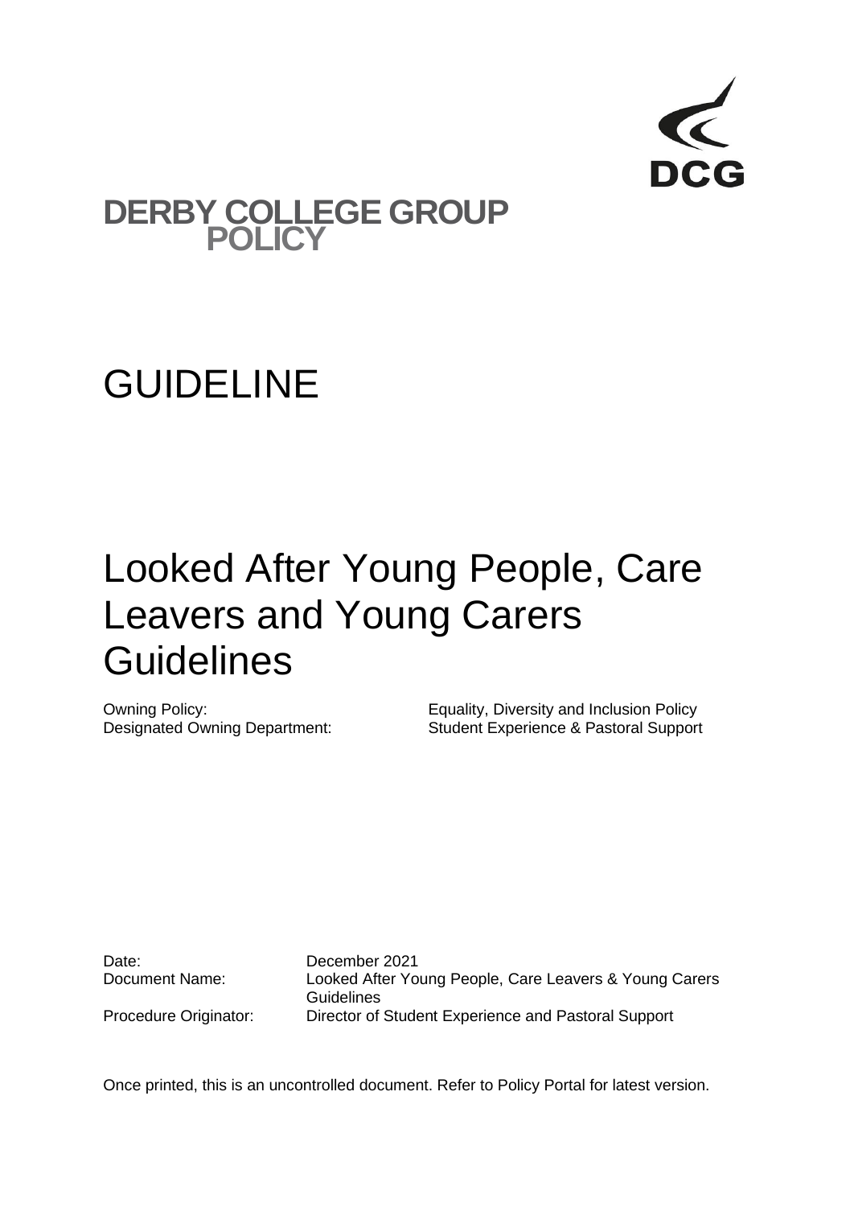DCG

# DERBY COLLEGE GROUP POLICY

# GUIDELINE

# Looked After Young People, Care Leavers and Young Carers Guidelines

| | |
|---|---|
| Owning Policy: | Equality, Diversity and Inclusion Policy |
| Designated Owning Department: | Student Experience & Pastoral Support |

| | |
|---|---|
| Date: | December 2021 |
| Document Name: | Looked After Young People, Care Leavers & Young Carers Guidelines |
| Procedure Originator: | Director of Student Experience and Pastoral Support |

Once printed, this is an uncontrolled document. Refer to Policy Portal for latest version.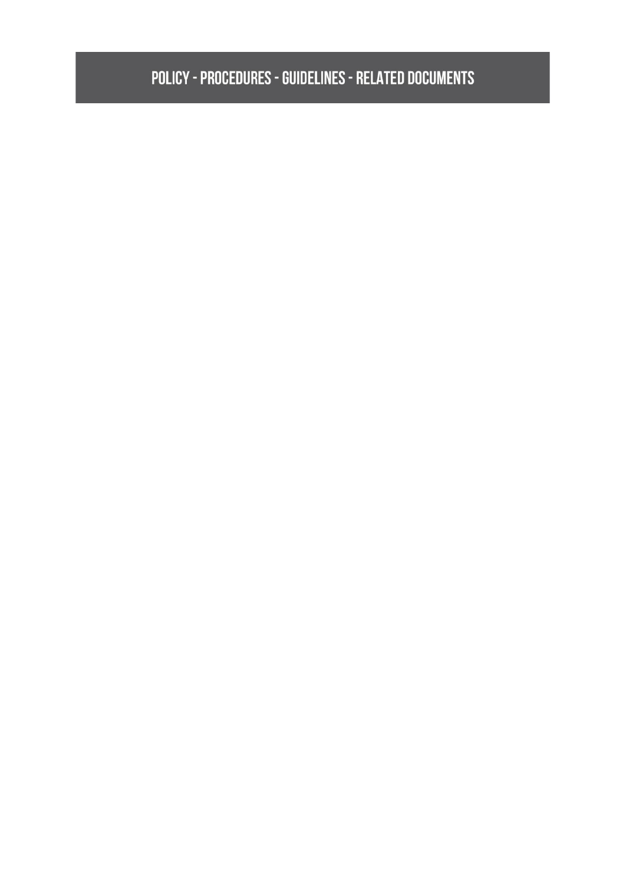# POLICY - PROCEDURES - GUIDELINES - RELATED DOCUMENTS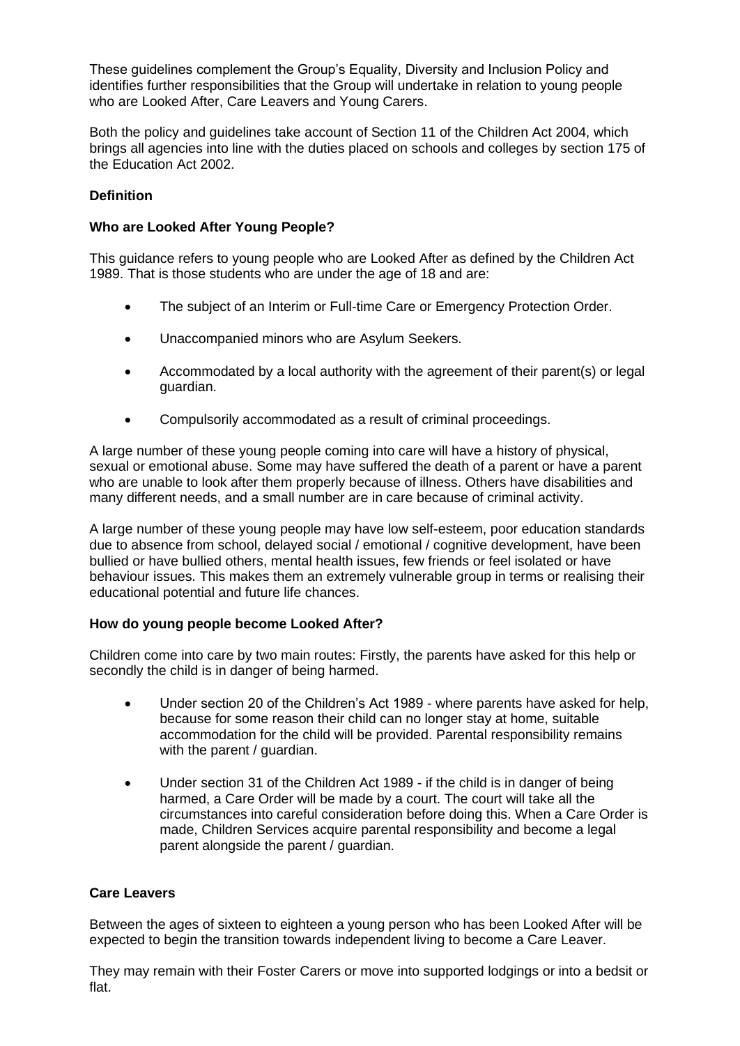These guidelines complement the Group's Equality, Diversity and Inclusion Policy and identifies further responsibilities that the Group will undertake in relation to young people who are Looked After, Care Leavers and Young Carers.

Both the policy and guidelines take account of Section 11 of the Children Act 2004, which brings all agencies into line with the duties placed on schools and colleges by section 175 of the Education Act 2002.

**Definition**

**Who are Looked After Young People?**

This guidance refers to young people who are Looked After as defined by the Children Act 1989. That is those students who are under the age of 18 and are:

- The subject of an Interim or Full-time Care or Emergency Protection Order.
- Unaccompanied minors who are Asylum Seekers.
- Accommodated by a local authority with the agreement of their parent(s) or legal guardian.
- Compulsorily accommodated as a result of criminal proceedings.

A large number of these young people coming into care will have a history of physical, sexual or emotional abuse. Some may have suffered the death of a parent or have a parent who are unable to look after them properly because of illness. Others have disabilities and many different needs, and a small number are in care because of criminal activity.

A large number of these young people may have low self-esteem, poor education standards due to absence from school, delayed social / emotional / cognitive development, have been bullied or have bullied others, mental health issues, few friends or feel isolated or have behaviour issues. This makes them an extremely vulnerable group in terms or realising their educational potential and future life chances.

**How do young people become Looked After?**

Children come into care by two main routes: Firstly, the parents have asked for this help or secondly the child is in danger of being harmed.

- Under section 20 of the Children's Act 1989 - where parents have asked for help, because for some reason their child can no longer stay at home, suitable accommodation for the child will be provided. Parental responsibility remains with the parent / guardian.
- Under section 31 of the Children Act 1989 - if the child is in danger of being harmed, a Care Order will be made by a court. The court will take all the circumstances into careful consideration before doing this. When a Care Order is made, Children Services acquire parental responsibility and become a legal parent alongside the parent / guardian.

**Care Leavers**

Between the ages of sixteen to eighteen a young person who has been Looked After will be expected to begin the transition towards independent living to become a Care Leaver.

They may remain with their Foster Carers or move into supported lodgings or into a bedsit or flat.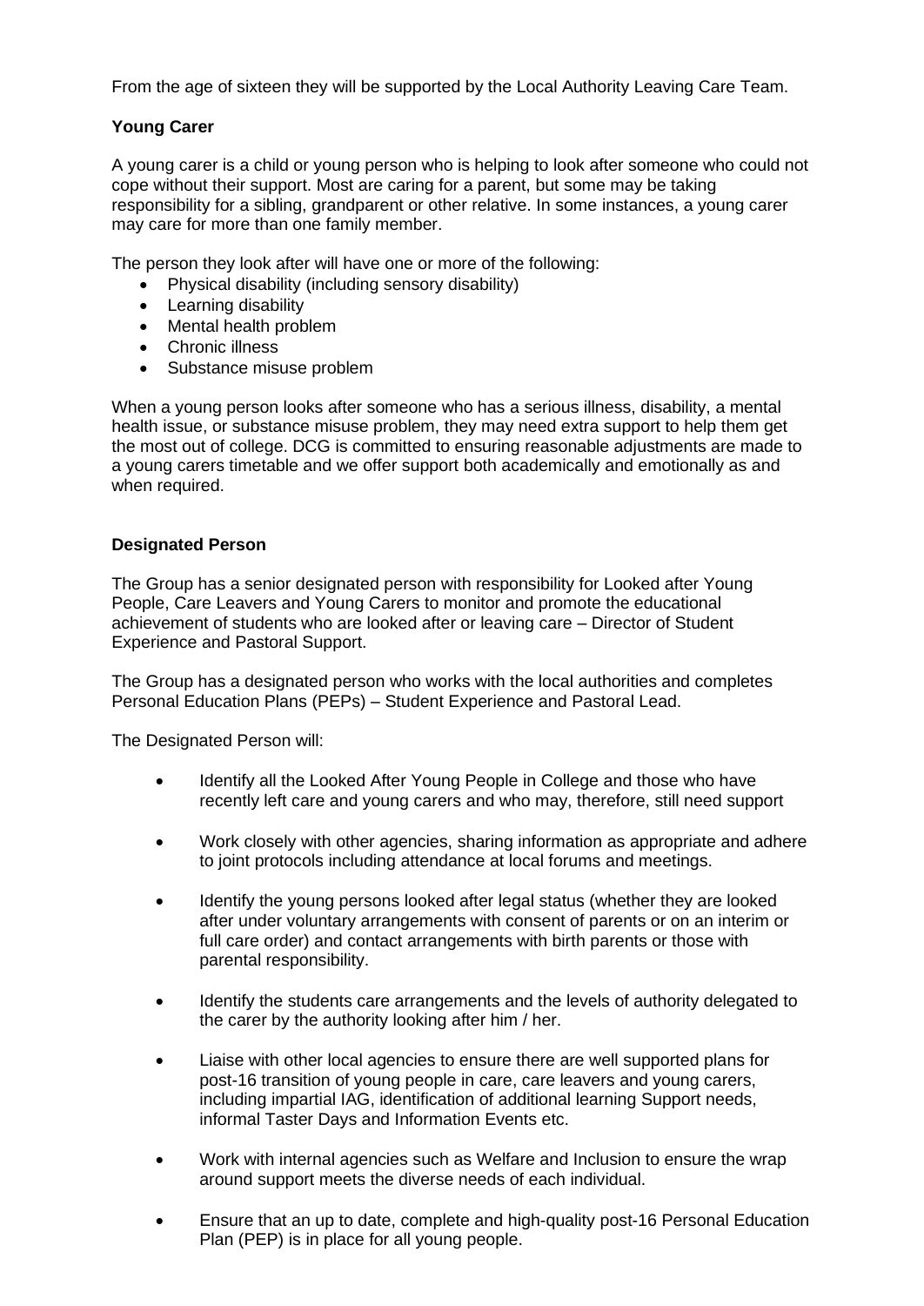From the age of sixteen they will be supported by the Local Authority Leaving Care Team.

**Young Carer**

A young carer is a child or young person who is helping to look after someone who could not cope without their support. Most are caring for a parent, but some may be taking responsibility for a sibling, grandparent or other relative. In some instances, a young carer may care for more than one family member.

The person they look after will have one or more of the following:

- Physical disability (including sensory disability)
- Learning disability
- Mental health problem
- Chronic illness
- Substance misuse problem

When a young person looks after someone who has a serious illness, disability, a mental health issue, or substance misuse problem, they may need extra support to help them get the most out of college. DCG is committed to ensuring reasonable adjustments are made to a young carers timetable and we offer support both academically and emotionally as and when required.

**Designated Person**

The Group has a senior designated person with responsibility for Looked after Young People, Care Leavers and Young Carers to monitor and promote the educational achievement of students who are looked after or leaving care – Director of Student Experience and Pastoral Support.

The Group has a designated person who works with the local authorities and completes Personal Education Plans (PEPs) – Student Experience and Pastoral Lead.

The Designated Person will:

- Identify all the Looked After Young People in College and those who have recently left care and young carers and who may, therefore, still need support
- Work closely with other agencies, sharing information as appropriate and adhere to joint protocols including attendance at local forums and meetings.
- Identify the young persons looked after legal status (whether they are looked after under voluntary arrangements with consent of parents or on an interim or full care order) and contact arrangements with birth parents or those with parental responsibility.
- Identify the students care arrangements and the levels of authority delegated to the carer by the authority looking after him / her.
- Liaise with other local agencies to ensure there are well supported plans for post-16 transition of young people in care, care leavers and young carers, including impartial IAG, identification of additional learning Support needs, informal Taster Days and Information Events etc.
- Work with internal agencies such as Welfare and Inclusion to ensure the wrap around support meets the diverse needs of each individual.
- Ensure that an up to date, complete and high-quality post-16 Personal Education Plan (PEP) is in place for all young people.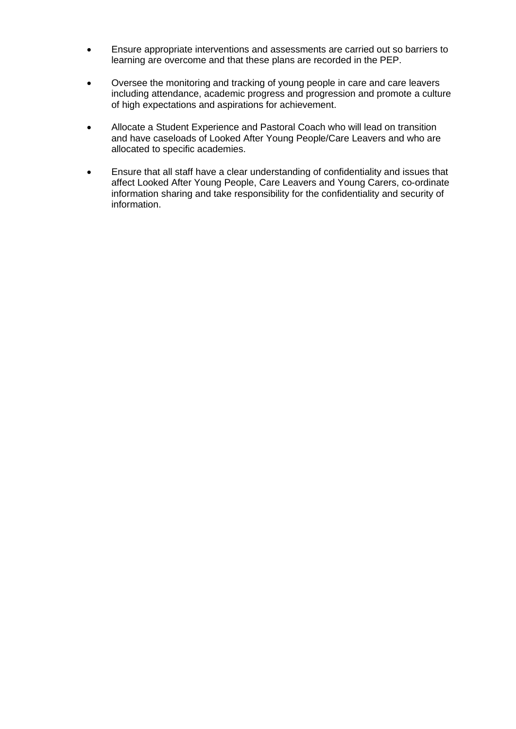- Ensure appropriate interventions and assessments are carried out so barriers to learning are overcome and that these plans are recorded in the PEP.

- Oversee the monitoring and tracking of young people in care and care leavers including attendance, academic progress and progression and promote a culture of high expectations and aspirations for achievement.

- Allocate a Student Experience and Pastoral Coach who will lead on transition and have caseloads of Looked After Young People/Care Leavers and who are allocated to specific academies.

- Ensure that all staff have a clear understanding of confidentiality and issues that affect Looked After Young People, Care Leavers and Young Carers, co-ordinate information sharing and take responsibility for the confidentiality and security of information.